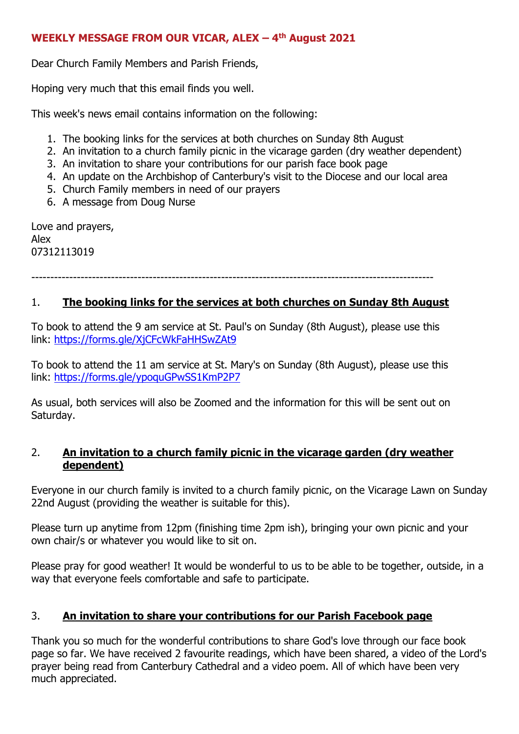**WEEKLY MESSAGE FROM OUR VICAR, ALEX – 4th August 2021**

Dear Church Family Members and Parish Friends,

Hoping very much that this email finds you well.

This week's news email contains information on the following:

1. The booking links for the services at both churches on Sunday 8th August
2. An invitation to a church family picnic in the vicarage garden (dry weather dependent)
3. An invitation to share your contributions for our parish face book page
4. An update on the Archbishop of Canterbury's visit to the Diocese and our local area
5. Church Family members in need of our prayers
6. A message from Doug Nurse

Love and prayers,
Alex
07312113019

---

## 1. **The booking links for the services at both churches on Sunday 8th August**

To book to attend the 9 am service at St. Paul's on Sunday (8th August), please use this link: https://forms.gle/XjCFcWkFaHHSwZAt9

To book to attend the 11 am service at St. Mary's on Sunday (8th August), please use this link: https://forms.gle/ypoquGPwSS1KmP2P7

As usual, both services will also be Zoomed and the information for this will be sent out on Saturday.

## 2. **An invitation to a church family picnic in the vicarage garden (dry weather dependent)**

Everyone in our church family is invited to a church family picnic, on the Vicarage Lawn on Sunday 22nd August (providing the weather is suitable for this).

Please turn up anytime from 12pm (finishing time 2pm ish), bringing your own picnic and your own chair/s or whatever you would like to sit on.

Please pray for good weather! It would be wonderful to us to be able to be together, outside, in a way that everyone feels comfortable and safe to participate.

## 3. **An invitation to share your contributions for our Parish Facebook page**

Thank you so much for the wonderful contributions to share God's love through our face book page so far. We have received 2 favourite readings, which have been shared, a video of the Lord's prayer being read from Canterbury Cathedral and a video poem. All of which have been very much appreciated.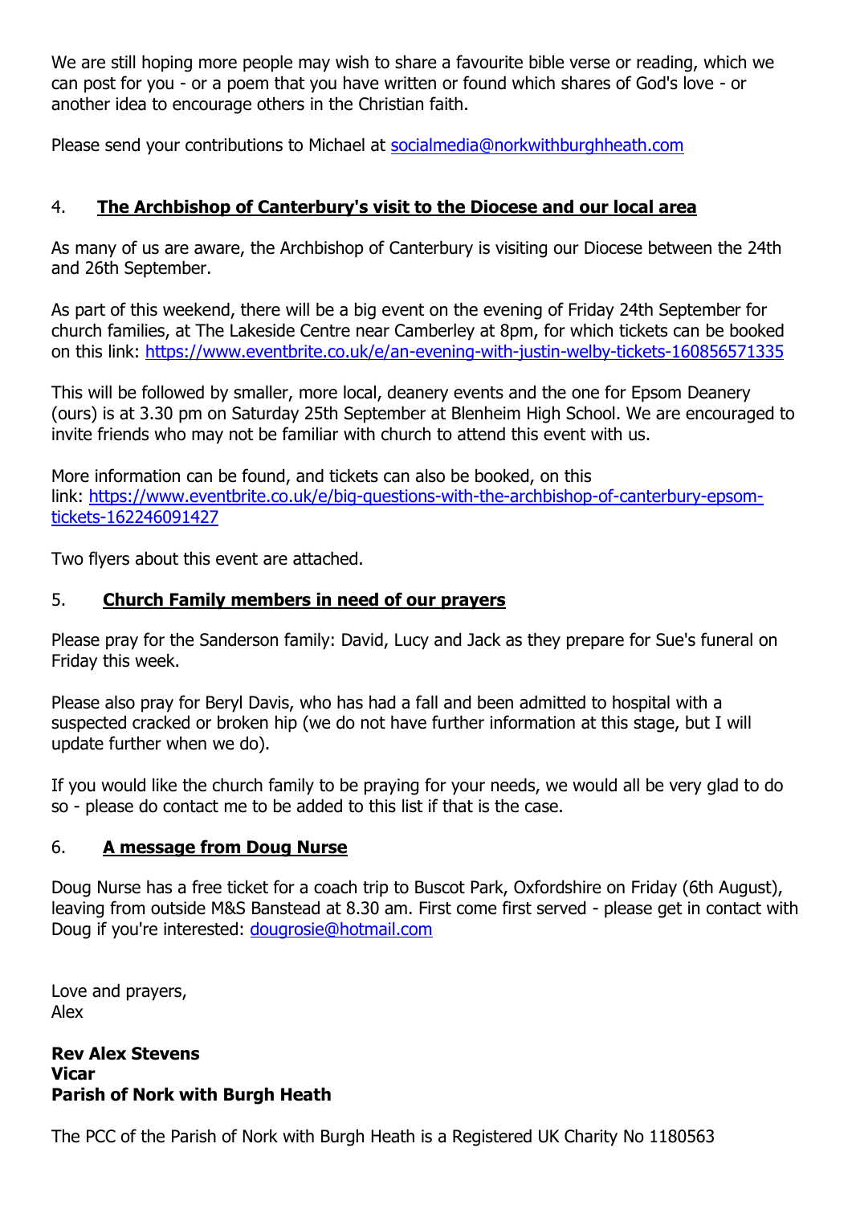We are still hoping more people may wish to share a favourite bible verse or reading, which we can post for you - or a poem that you have written or found which shares of God's love - or another idea to encourage others in the Christian faith.

Please send your contributions to Michael at socialmedia@norkwithburghheath.com

## 4. **The Archbishop of Canterbury's visit to the Diocese and our local area**

As many of us are aware, the Archbishop of Canterbury is visiting our Diocese between the 24th and 26th September.

As part of this weekend, there will be a big event on the evening of Friday 24th September for church families, at The Lakeside Centre near Camberley at 8pm, for which tickets can be booked on this link: https://www.eventbrite.co.uk/e/an-evening-with-justin-welby-tickets-160856571335

This will be followed by smaller, more local, deanery events and the one for Epsom Deanery (ours) is at 3.30 pm on Saturday 25th September at Blenheim High School. We are encouraged to invite friends who may not be familiar with church to attend this event with us.

More information can be found, and tickets can also be booked, on this link: https://www.eventbrite.co.uk/e/big-questions-with-the-archbishop-of-canterbury-epsom-tickets-162246091427

Two flyers about this event are attached.

## 5. **Church Family members in need of our prayers**

Please pray for the Sanderson family: David, Lucy and Jack as they prepare for Sue's funeral on Friday this week.

Please also pray for Beryl Davis, who has had a fall and been admitted to hospital with a suspected cracked or broken hip (we do not have further information at this stage, but I will update further when we do).

If you would like the church family to be praying for your needs, we would all be very glad to do so - please do contact me to be added to this list if that is the case.

## 6. **A message from Doug Nurse**

Doug Nurse has a free ticket for a coach trip to Buscot Park, Oxfordshire on Friday (6th August), leaving from outside M&S Banstead at 8.30 am. First come first served - please get in contact with Doug if you're interested: dougrosie@hotmail.com

Love and prayers,
Alex

**Rev Alex Stevens**
**Vicar**
**Parish of Nork with Burgh Heath**

The PCC of the Parish of Nork with Burgh Heath is a Registered UK Charity No 1180563